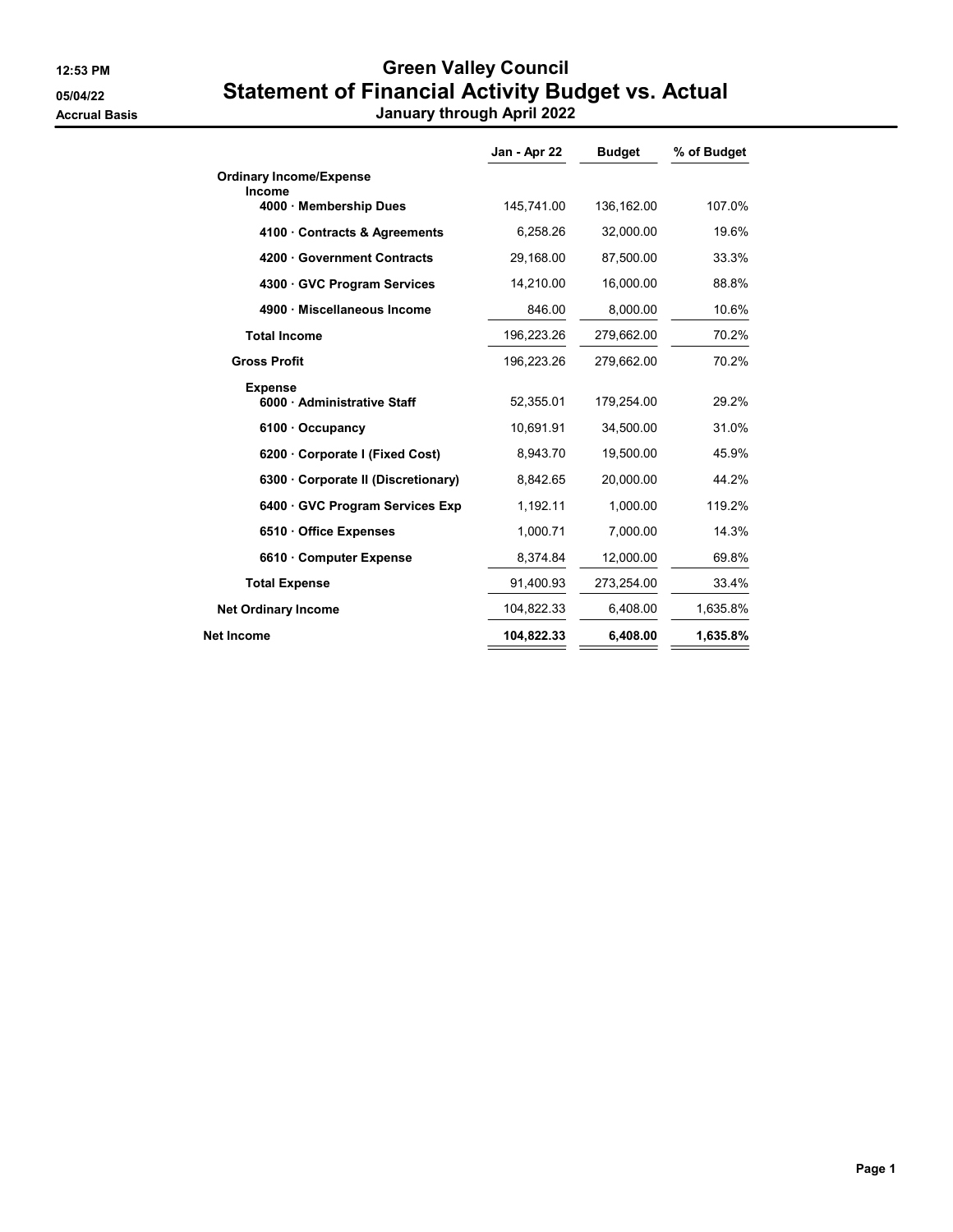12:53 PM
05/04/22
Accrual Basis

# Green Valley Council
## Statement of Financial Activity Budget vs. Actual
### January through April 2022

| | Jan - Apr 22 | Budget | % of Budget |
|---|---|---|---|
| **Ordinary Income/Expense** | | | |
| **Income** | | | |
| **4000 · Membership Dues** | 145,741.00 | 136,162.00 | 107.0% |
| **4100 · Contracts & Agreements** | 6,258.26 | 32,000.00 | 19.6% |
| **4200 · Government Contracts** | 29,168.00 | 87,500.00 | 33.3% |
| **4300 · GVC Program Services** | 14,210.00 | 16,000.00 | 88.8% |
| **4900 · Miscellaneous Income** | 846.00 | 8,000.00 | 10.6% |
| **Total Income** | 196,223.26 | 279,662.00 | 70.2% |
| **Gross Profit** | 196,223.26 | 279,662.00 | 70.2% |
| **Expense** | | | |
| **6000 · Administrative Staff** | 52,355.01 | 179,254.00 | 29.2% |
| **6100 · Occupancy** | 10,691.91 | 34,500.00 | 31.0% |
| **6200 · Corporate I (Fixed Cost)** | 8,943.70 | 19,500.00 | 45.9% |
| **6300 · Corporate II (Discretionary)** | 8,842.65 | 20,000.00 | 44.2% |
| **6400 · GVC Program Services Exp** | 1,192.11 | 1,000.00 | 119.2% |
| **6510 · Office Expenses** | 1,000.71 | 7,000.00 | 14.3% |
| **6610 · Computer Expense** | 8,374.84 | 12,000.00 | 69.8% |
| **Total Expense** | 91,400.93 | 273,254.00 | 33.4% |
| **Net Ordinary Income** | 104,822.33 | 6,408.00 | 1,635.8% |
| **Net Income** | **104,822.33** | **6,408.00** | **1,635.8%** |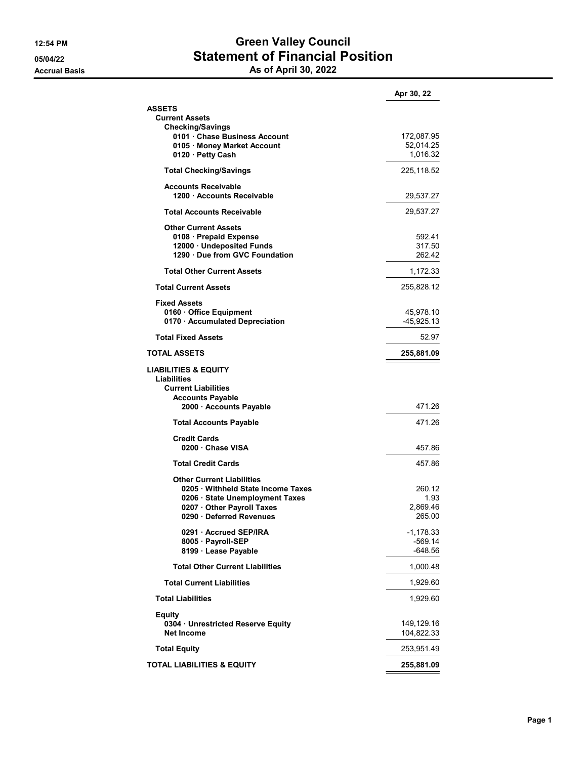# Green Valley Council

## Statement of Financial Position

### As of April 30, 2022

12:54 PM
05/04/22
Accrual Basis

| | Apr 30, 22 |
|---|---|
| **ASSETS** | |
| **Current Assets** | |
| **Checking/Savings** | |
| **0101 · Chase Business Account** | 172,087.95 |
| **0105 · Money Market Account** | 52,014.25 |
| **0120 · Petty Cash** | 1,016.32 |
| **Total Checking/Savings** | 225,118.52 |
| **Accounts Receivable** | |
| **1200 · Accounts Receivable** | 29,537.27 |
| **Total Accounts Receivable** | 29,537.27 |
| **Other Current Assets** | |
| **0108 · Prepaid Expense** | 592.41 |
| **12000 · Undeposited Funds** | 317.50 |
| **1290 · Due from GVC Foundation** | 262.42 |
| **Total Other Current Assets** | 1,172.33 |
| **Total Current Assets** | 255,828.12 |
| **Fixed Assets** | |
| **0160 · Office Equipment** | 45,978.10 |
| **0170 · Accumulated Depreciation** | -45,925.13 |
| **Total Fixed Assets** | 52.97 |
| **TOTAL ASSETS** | **255,881.09** |
| **LIABILITIES & EQUITY** | |
| **Liabilities** | |
| **Current Liabilities** | |
| **Accounts Payable** | |
| **2000 · Accounts Payable** | 471.26 |
| **Total Accounts Payable** | 471.26 |
| **Credit Cards** | |
| **0200 · Chase VISA** | 457.86 |
| **Total Credit Cards** | 457.86 |
| **Other Current Liabilities** | |
| **0205 · Withheld State Income Taxes** | 260.12 |
| **0206 · State Unemployment Taxes** | 1.93 |
| **0207 · Other Payroll Taxes** | 2,869.46 |
| **0290 · Deferred Revenues** | 265.00 |
| **0291 · Accrued SEP/IRA** | -1,178.33 |
| **8005 · Payroll-SEP** | -569.14 |
| **8199 · Lease Payable** | -648.56 |
| **Total Other Current Liabilities** | 1,000.48 |
| **Total Current Liabilities** | 1,929.60 |
| **Total Liabilities** | 1,929.60 |
| **Equity** | |
| **0304 · Unrestricted Reserve Equity** | 149,129.16 |
| **Net Income** | 104,822.33 |
| **Total Equity** | 253,951.49 |
| **TOTAL LIABILITIES & EQUITY** | **255,881.09** |